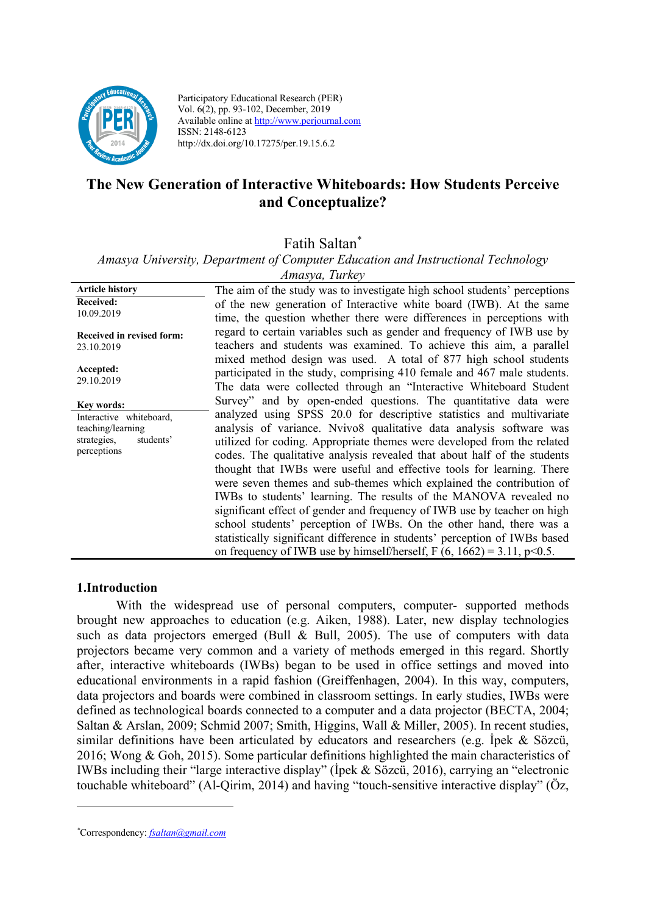Participatory Educational Research (PER)
Vol. 6(2), pp. 93-102, December, 2019
Available online at http://www.perjournal.com
ISSN: 2148-6123
http://dx.doi.org/10.17275/per.19.15.6.2

# The New Generation of Interactive Whiteboards: How Students Perceive and Conceptualize?

**Fatih Saltan***

*Amasya University, Department of Computer Education and Instructional Technology*
*Amasya, Turkey*

**Article history**
**Received:** 10.09.2019
**Received in revised form:** 23.10.2019
**Accepted:** 29.10.2019

**Key words:**
Interactive whiteboard, teaching/learning strategies, students' perceptions

The aim of the study was to investigate high school students' perceptions of the new generation of Interactive white board (IWB). At the same time, the question whether there were differences in perceptions with regard to certain variables such as gender and frequency of IWB use by teachers and students was examined. To achieve this aim, a parallel mixed method design was used. A total of 877 high school students participated in the study, comprising 410 female and 467 male students. The data were collected through an "Interactive Whiteboard Student Survey" and by open-ended questions. The quantitative data were analyzed using SPSS 20.0 for descriptive statistics and multivariate analysis of variance. Nvivo8 qualitative data analysis software was utilized for coding. Appropriate themes were developed from the related codes. The qualitative analysis revealed that about half of the students thought that IWBs were useful and effective tools for learning. There were seven themes and sub-themes which explained the contribution of IWBs to students' learning. The results of the MANOVA revealed no significant effect of gender and frequency of IWB use by teacher on high school students' perception of IWBs. On the other hand, there was a statistically significant difference in students' perception of IWBs based on frequency of IWB use by himself/herself, $F(6, 1662) = 3.11$, $p<0.5$.

## 1.Introduction

With the widespread use of personal computers, computer- supported methods brought new approaches to education (e.g. Aiken, 1988). Later, new display technologies such as data projectors emerged (Bull & Bull, 2005). The use of computers with data projectors became very common and a variety of methods emerged in this regard. Shortly after, interactive whiteboards (IWBs) began to be used in office settings and moved into educational environments in a rapid fashion (Greiffenhagen, 2004). In this way, computers, data projectors and boards were combined in classroom settings. In early studies, IWBs were defined as technological boards connected to a computer and a data projector (BECTA, 2004; Saltan & Arslan, 2009; Schmid 2007; Smith, Higgins, Wall & Miller, 2005). In recent studies, similar definitions have been articulated by educators and researchers (e.g. İpek & Sözcü, 2016; Wong & Goh, 2015). Some particular definitions highlighted the main characteristics of IWBs including their "large interactive display" (İpek & Sözcü, 2016), carrying an "electronic touchable whiteboard" (Al-Qirim, 2014) and having "touch-sensitive interactive display" (Öz,

---

*Correspondency: fsaltan@gmail.com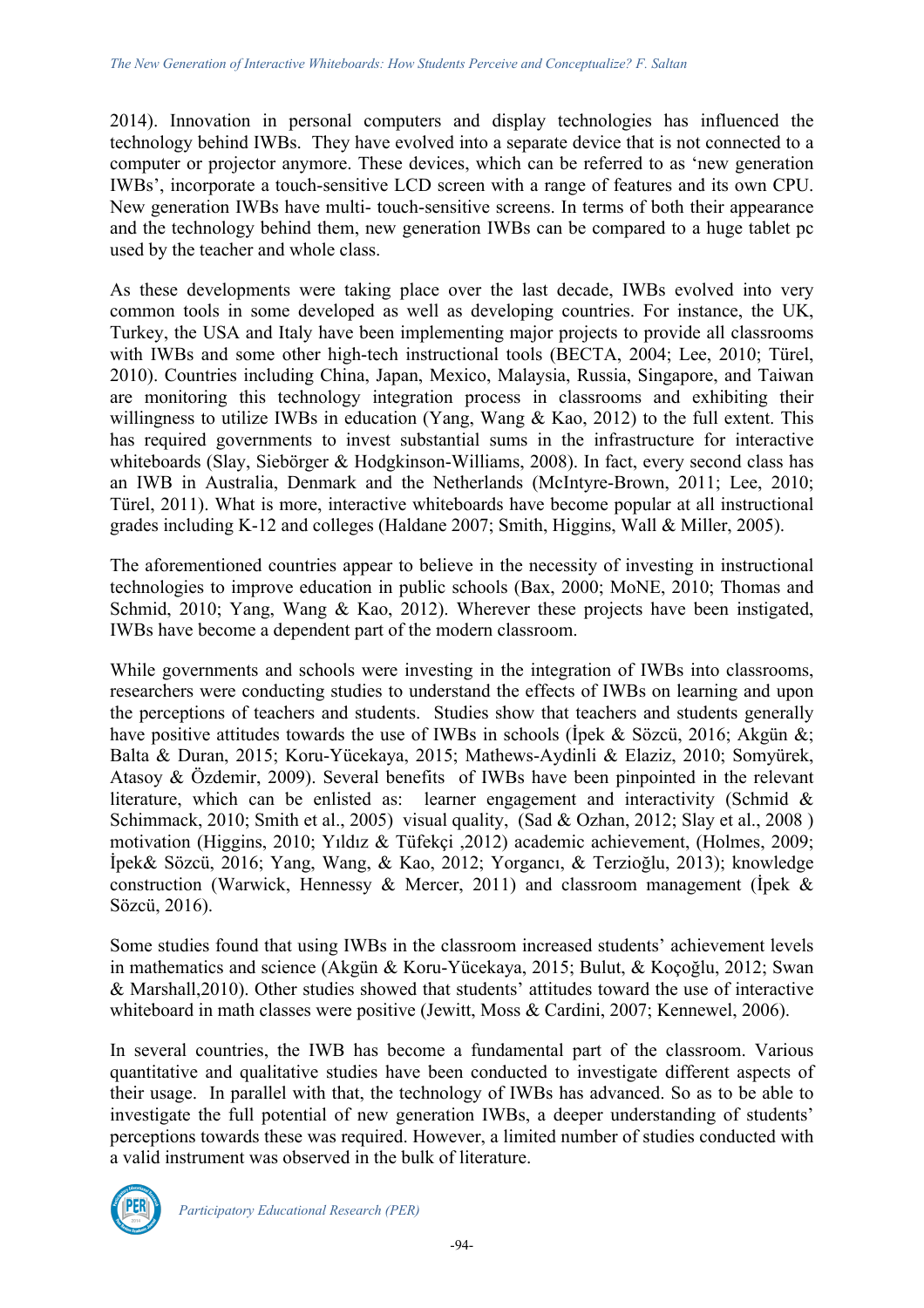2014). Innovation in personal computers and display technologies has influenced the technology behind IWBs. They have evolved into a separate device that is not connected to a computer or projector anymore. These devices, which can be referred to as 'new generation IWBs', incorporate a touch-sensitive LCD screen with a range of features and its own CPU. New generation IWBs have multi- touch-sensitive screens. In terms of both their appearance and the technology behind them, new generation IWBs can be compared to a huge tablet pc used by the teacher and whole class.

As these developments were taking place over the last decade, IWBs evolved into very common tools in some developed as well as developing countries. For instance, the UK, Turkey, the USA and Italy have been implementing major projects to provide all classrooms with IWBs and some other high-tech instructional tools (BECTA, 2004; Lee, 2010; Türel, 2010). Countries including China, Japan, Mexico, Malaysia, Russia, Singapore, and Taiwan are monitoring this technology integration process in classrooms and exhibiting their willingness to utilize IWBs in education (Yang, Wang & Kao, 2012) to the full extent. This has required governments to invest substantial sums in the infrastructure for interactive whiteboards (Slay, Siebörger & Hodgkinson-Williams, 2008). In fact, every second class has an IWB in Australia, Denmark and the Netherlands (McIntyre-Brown, 2011; Lee, 2010; Türel, 2011). What is more, interactive whiteboards have become popular at all instructional grades including K-12 and colleges (Haldane 2007; Smith, Higgins, Wall & Miller, 2005).

The aforementioned countries appear to believe in the necessity of investing in instructional technologies to improve education in public schools (Bax, 2000; MoNE, 2010; Thomas and Schmid, 2010; Yang, Wang & Kao, 2012). Wherever these projects have been instigated, IWBs have become a dependent part of the modern classroom.

While governments and schools were investing in the integration of IWBs into classrooms, researchers were conducting studies to understand the effects of IWBs on learning and upon the perceptions of teachers and students. Studies show that teachers and students generally have positive attitudes towards the use of IWBs in schools (İpek & Sözcü, 2016; Akgün &; Balta & Duran, 2015; Koru-Yücekaya, 2015; Mathews-Aydinli & Elaziz, 2010; Somyürek, Atasoy & Özdemir, 2009). Several benefits of IWBs have been pinpointed in the relevant literature, which can be enlisted as: learner engagement and interactivity (Schmid & Schimmack, 2010; Smith et al., 2005) visual quality, (Sad & Ozhan, 2012; Slay et al., 2008 ) motivation (Higgins, 2010; Yıldız & Tüfekçi ,2012) academic achievement, (Holmes, 2009; İpek& Sözcü, 2016; Yang, Wang, & Kao, 2012; Yorgancı, & Terzioğlu, 2013); knowledge construction (Warwick, Hennessy & Mercer, 2011) and classroom management (İpek & Sözcü, 2016).

Some studies found that using IWBs in the classroom increased students' achievement levels in mathematics and science (Akgün & Koru-Yücekaya, 2015; Bulut, & Koçoğlu, 2012; Swan & Marshall,2010). Other studies showed that students' attitudes toward the use of interactive whiteboard in math classes were positive (Jewitt, Moss & Cardini, 2007; Kennewel, 2006).

In several countries, the IWB has become a fundamental part of the classroom. Various quantitative and qualitative studies have been conducted to investigate different aspects of their usage. In parallel with that, the technology of IWBs has advanced. So as to be able to investigate the full potential of new generation IWBs, a deeper understanding of students' perceptions towards these was required. However, a limited number of studies conducted with a valid instrument was observed in the bulk of literature.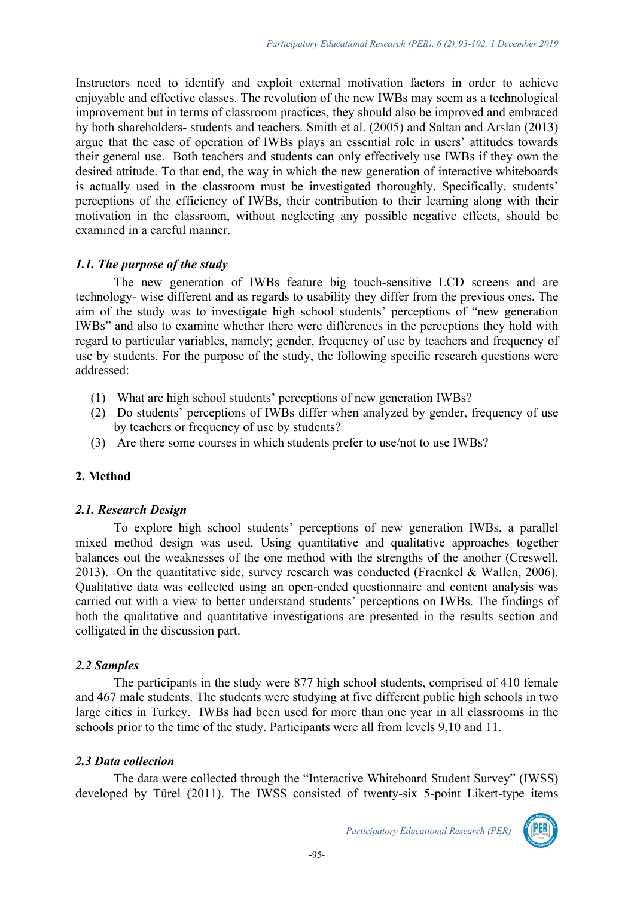Instructors need to identify and exploit external motivation factors in order to achieve enjoyable and effective classes. The revolution of the new IWBs may seem as a technological improvement but in terms of classroom practices, they should also be improved and embraced by both shareholders- students and teachers. Smith et al. (2005) and Saltan and Arslan (2013) argue that the ease of operation of IWBs plays an essential role in users' attitudes towards their general use. Both teachers and students can only effectively use IWBs if they own the desired attitude. To that end, the way in which the new generation of interactive whiteboards is actually used in the classroom must be investigated thoroughly. Specifically, students' perceptions of the efficiency of IWBs, their contribution to their learning along with their motivation in the classroom, without neglecting any possible negative effects, should be examined in a careful manner.

### *1.1. The purpose of the study*

The new generation of IWBs feature big touch-sensitive LCD screens and are technology- wise different and as regards to usability they differ from the previous ones. The aim of the study was to investigate high school students' perceptions of "new generation IWBs" and also to examine whether there were differences in the perceptions they hold with regard to particular variables, namely; gender, frequency of use by teachers and frequency of use by students. For the purpose of the study, the following specific research questions were addressed:

(1) What are high school students' perceptions of new generation IWBs?
(2) Do students' perceptions of IWBs differ when analyzed by gender, frequency of use by teachers or frequency of use by students?
(3) Are there some courses in which students prefer to use/not to use IWBs?

## 2. Method

### *2.1. Research Design*

To explore high school students' perceptions of new generation IWBs, a parallel mixed method design was used. Using quantitative and qualitative approaches together balances out the weaknesses of the one method with the strengths of the another (Creswell, 2013). On the quantitative side, survey research was conducted (Fraenkel & Wallen, 2006). Qualitative data was collected using an open-ended questionnaire and content analysis was carried out with a view to better understand students' perceptions on IWBs. The findings of both the qualitative and quantitative investigations are presented in the results section and colligated in the discussion part.

### *2.2 Samples*

The participants in the study were 877 high school students, comprised of 410 female and 467 male students. The students were studying at five different public high schools in two large cities in Turkey. IWBs had been used for more than one year in all classrooms in the schools prior to the time of the study. Participants were all from levels 9,10 and 11.

### *2.3 Data collection*

The data were collected through the "Interactive Whiteboard Student Survey" (IWSS) developed by Türel (2011). The IWSS consisted of twenty-six 5-point Likert-type items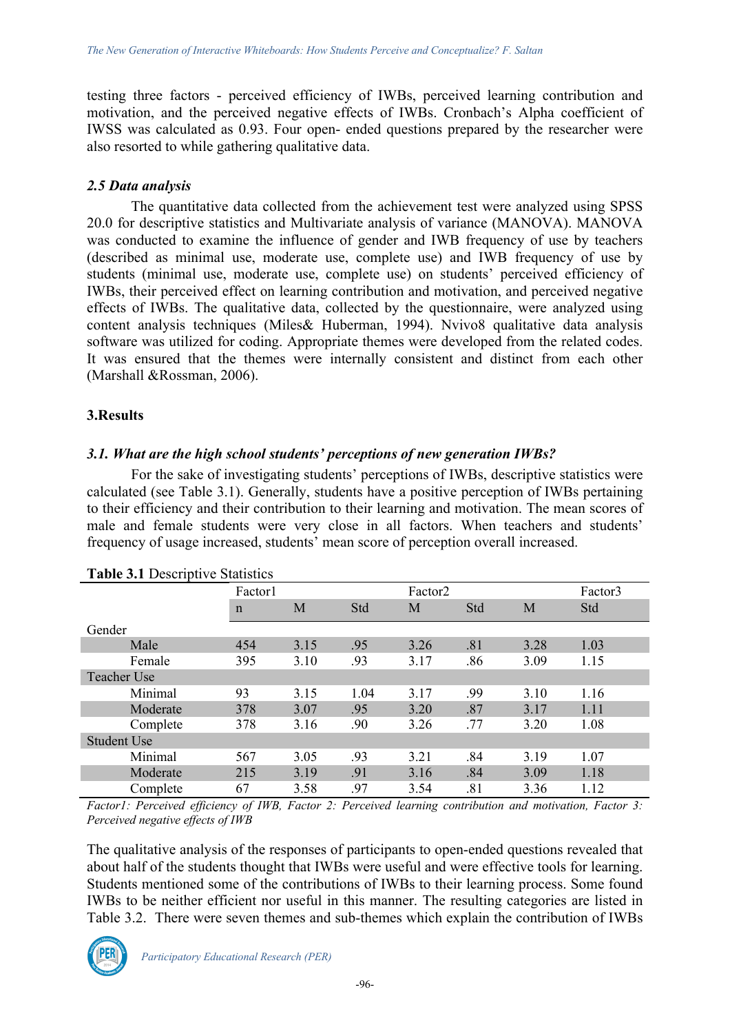testing three factors - perceived efficiency of IWBs, perceived learning contribution and motivation, and the perceived negative effects of IWBs. Cronbach's Alpha coefficient of IWSS was calculated as 0.93. Four open- ended questions prepared by the researcher were also resorted to while gathering qualitative data.

### *2.5 Data analysis*

The quantitative data collected from the achievement test were analyzed using SPSS 20.0 for descriptive statistics and Multivariate analysis of variance (MANOVA). MANOVA was conducted to examine the influence of gender and IWB frequency of use by teachers (described as minimal use, moderate use, complete use) and IWB frequency of use by students (minimal use, moderate use, complete use) on students' perceived efficiency of IWBs, their perceived effect on learning contribution and motivation, and perceived negative effects of IWBs. The qualitative data, collected by the questionnaire, were analyzed using content analysis techniques (Miles& Huberman, 1994). Nvivo8 qualitative data analysis software was utilized for coding. Appropriate themes were developed from the related codes. It was ensured that the themes were internally consistent and distinct from each other (Marshall &Rossman, 2006).

## 3.Results

### *3.1. What are the high school students' perceptions of new generation IWBs?*

For the sake of investigating students' perceptions of IWBs, descriptive statistics were calculated (see Table 3.1). Generally, students have a positive perception of IWBs pertaining to their efficiency and their contribution to their learning and motivation. The mean scores of male and female students were very close in all factors. When teachers and students' frequency of usage increased, students' mean score of perception overall increased.

**Table 3.1** Descriptive Statistics

| | Factor1 | | | Factor2 | | Factor3 | |
|---|---|---|---|---|---|---|---|
| | n | M | Std | M | Std | M | Std |
| Gender | | | | | | | |
| Male | 454 | 3.15 | .95 | 3.26 | .81 | 3.28 | 1.03 |
| Female | 395 | 3.10 | .93 | 3.17 | .86 | 3.09 | 1.15 |
| Teacher Use | | | | | | | |
| Minimal | 93 | 3.15 | 1.04 | 3.17 | .99 | 3.10 | 1.16 |
| Moderate | 378 | 3.07 | .95 | 3.20 | .87 | 3.17 | 1.11 |
| Complete | 378 | 3.16 | .90 | 3.26 | .77 | 3.20 | 1.08 |
| Student Use | | | | | | | |
| Minimal | 567 | 3.05 | .93 | 3.21 | .84 | 3.19 | 1.07 |
| Moderate | 215 | 3.19 | .91 | 3.16 | .84 | 3.09 | 1.18 |
| Complete | 67 | 3.58 | .97 | 3.54 | .81 | 3.36 | 1.12 |

*Factor1: Perceived efficiency of IWB, Factor 2: Perceived learning contribution and motivation, Factor 3: Perceived negative effects of IWB*

The qualitative analysis of the responses of participants to open-ended questions revealed that about half of the students thought that IWBs were useful and were effective tools for learning. Students mentioned some of the contributions of IWBs to their learning process. Some found IWBs to be neither efficient nor useful in this manner. The resulting categories are listed in Table 3.2. There were seven themes and sub-themes which explain the contribution of IWBs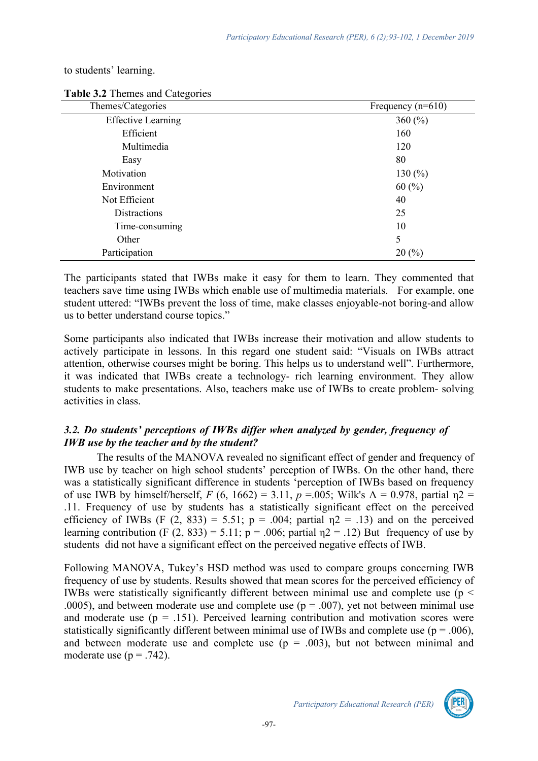to students' learning.

**Table 3.2** Themes and Categories

| Themes/Categories | Frequency (n=610) |
|---|---|
| Effective Learning | 360 (%) |
| Efficient | 160 |
| Multimedia | 120 |
| Easy | 80 |
| Motivation | 130 (%) |
| Environment | 60 (%) |
| Not Efficient | 40 |
| Distractions | 25 |
| Time-consuming | 10 |
| Other | 5 |
| Participation | 20 (%) |

The participants stated that IWBs make it easy for them to learn. They commented that teachers save time using IWBs which enable use of multimedia materials. For example, one student uttered: "IWBs prevent the loss of time, make classes enjoyable-not boring-and allow us to better understand course topics."

Some participants also indicated that IWBs increase their motivation and allow students to actively participate in lessons. In this regard one student said: "Visuals on IWBs attract attention, otherwise courses might be boring. This helps us to understand well". Furthermore, it was indicated that IWBs create a technology- rich learning environment. They allow students to make presentations. Also, teachers make use of IWBs to create problem- solving activities in class.

### *3.2. Do students' perceptions of IWBs differ when analyzed by gender, frequency of IWB use by the teacher and by the student?*

The results of the MANOVA revealed no significant effect of gender and frequency of IWB use by teacher on high school students' perception of IWBs. On the other hand, there was a statistically significant difference in students 'perception of IWBs based on frequency of use IWB by himself/herself, $F$ (6, 1662) = 3.11, $p$ =.005; Wilk's $\Lambda$ = 0.978, partial $\eta 2$ = .11. Frequency of use by students has a statistically significant effect on the perceived efficiency of IWBs (F (2, 833) = 5.51; p = .004; partial $\eta 2$ = .13) and on the perceived learning contribution (F (2, 833) = 5.11; p = .006; partial $\eta 2$ = .12) But frequency of use by students did not have a significant effect on the perceived negative effects of IWB.

Following MANOVA, Tukey's HSD method was used to compare groups concerning IWB frequency of use by students. Results showed that mean scores for the perceived efficiency of IWBs were statistically significantly different between minimal use and complete use ($p < .0005$), and between moderate use and complete use ($p = .007$), yet not between minimal use and moderate use ($p = .151$). Perceived learning contribution and motivation scores were statistically significantly different between minimal use of IWBs and complete use ($p = .006$), and between moderate use and complete use ($p = .003$), but not between minimal and moderate use ($p = .742$).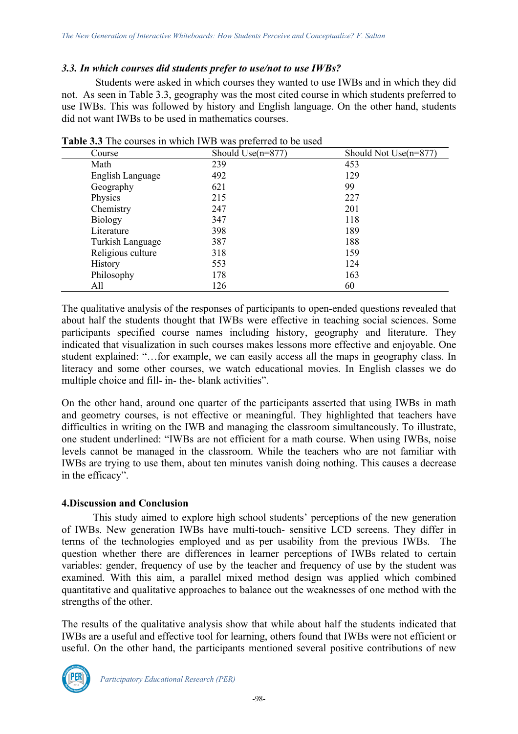### *3.3. In which courses did students prefer to use/not to use IWBs?*

Students were asked in which courses they wanted to use IWBs and in which they did not. As seen in Table 3.3, geography was the most cited course in which students preferred to use IWBs. This was followed by history and English language. On the other hand, students did not want IWBs to be used in mathematics courses.

**Table 3.3** The courses in which IWB was preferred to be used

| Course | Should Use(n=877) | Should Not Use(n=877) |
|---|---|---|
| Math | 239 | 453 |
| English Language | 492 | 129 |
| Geography | 621 | 99 |
| Physics | 215 | 227 |
| Chemistry | 247 | 201 |
| Biology | 347 | 118 |
| Literature | 398 | 189 |
| Turkish Language | 387 | 188 |
| Religious culture | 318 | 159 |
| History | 553 | 124 |
| Philosophy | 178 | 163 |
| All | 126 | 60 |

The qualitative analysis of the responses of participants to open-ended questions revealed that about half the students thought that IWBs were effective in teaching social sciences. Some participants specified course names including history, geography and literature. They indicated that visualization in such courses makes lessons more effective and enjoyable. One student explained: "…for example, we can easily access all the maps in geography class. In literacy and some other courses, we watch educational movies. In English classes we do multiple choice and fill- in- the- blank activities".

On the other hand, around one quarter of the participants asserted that using IWBs in math and geometry courses, is not effective or meaningful. They highlighted that teachers have difficulties in writing on the IWB and managing the classroom simultaneously. To illustrate, one student underlined: "IWBs are not efficient for a math course. When using IWBs, noise levels cannot be managed in the classroom. While the teachers who are not familiar with IWBs are trying to use them, about ten minutes vanish doing nothing. This causes a decrease in the efficacy".

## 4.Discussion and Conclusion

This study aimed to explore high school students' perceptions of the new generation of IWBs. New generation IWBs have multi-touch- sensitive LCD screens. They differ in terms of the technologies employed and as per usability from the previous IWBs. The question whether there are differences in learner perceptions of IWBs related to certain variables: gender, frequency of use by the teacher and frequency of use by the student was examined. With this aim, a parallel mixed method design was applied which combined quantitative and qualitative approaches to balance out the weaknesses of one method with the strengths of the other.

The results of the qualitative analysis show that while about half the students indicated that IWBs are a useful and effective tool for learning, others found that IWBs were not efficient or useful. On the other hand, the participants mentioned several positive contributions of new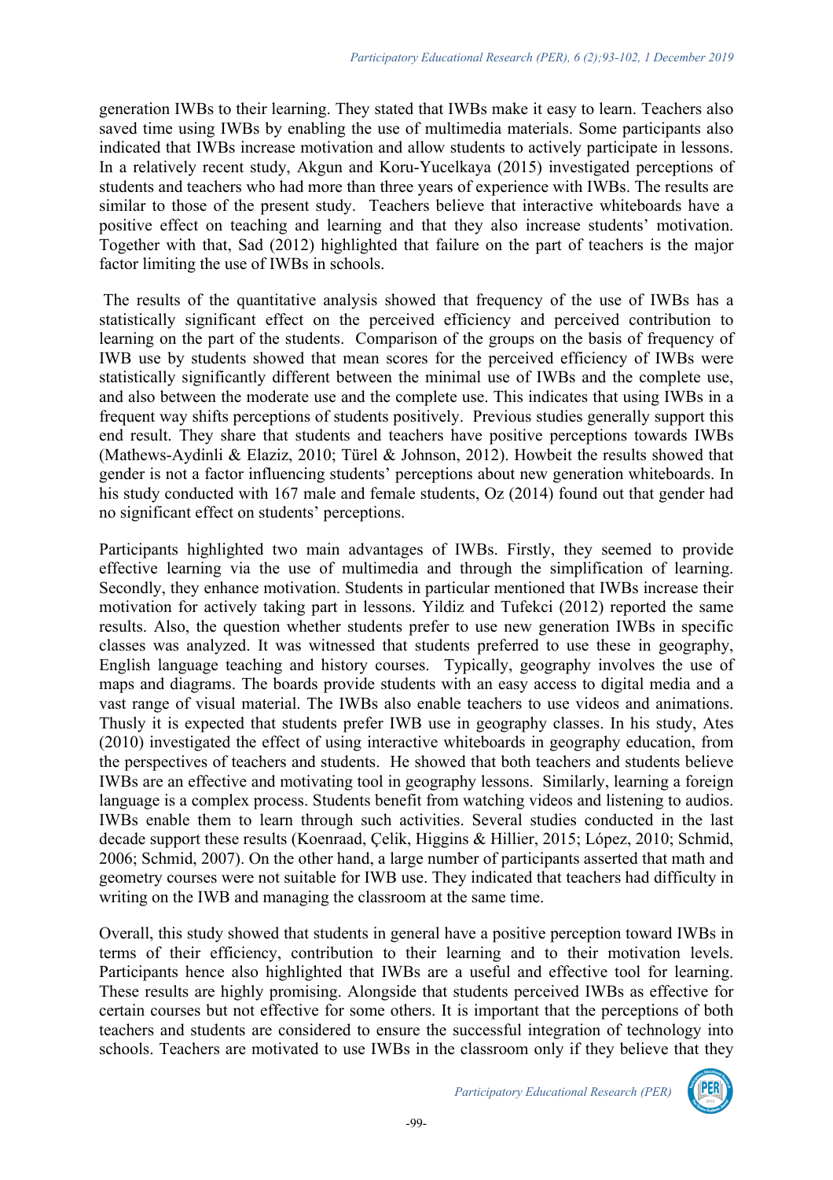generation IWBs to their learning. They stated that IWBs make it easy to learn. Teachers also saved time using IWBs by enabling the use of multimedia materials. Some participants also indicated that IWBs increase motivation and allow students to actively participate in lessons. In a relatively recent study, Akgun and Koru-Yucelkaya (2015) investigated perceptions of students and teachers who had more than three years of experience with IWBs. The results are similar to those of the present study. Teachers believe that interactive whiteboards have a positive effect on teaching and learning and that they also increase students' motivation. Together with that, Sad (2012) highlighted that failure on the part of teachers is the major factor limiting the use of IWBs in schools.

The results of the quantitative analysis showed that frequency of the use of IWBs has a statistically significant effect on the perceived efficiency and perceived contribution to learning on the part of the students. Comparison of the groups on the basis of frequency of IWB use by students showed that mean scores for the perceived efficiency of IWBs were statistically significantly different between the minimal use of IWBs and the complete use, and also between the moderate use and the complete use. This indicates that using IWBs in a frequent way shifts perceptions of students positively. Previous studies generally support this end result. They share that students and teachers have positive perceptions towards IWBs (Mathews-Aydinli & Elaziz, 2010; Türel & Johnson, 2012). Howbeit the results showed that gender is not a factor influencing students' perceptions about new generation whiteboards. In his study conducted with 167 male and female students, Oz (2014) found out that gender had no significant effect on students' perceptions.

Participants highlighted two main advantages of IWBs. Firstly, they seemed to provide effective learning via the use of multimedia and through the simplification of learning. Secondly, they enhance motivation. Students in particular mentioned that IWBs increase their motivation for actively taking part in lessons. Yildiz and Tufekci (2012) reported the same results. Also, the question whether students prefer to use new generation IWBs in specific classes was analyzed. It was witnessed that students preferred to use these in geography, English language teaching and history courses. Typically, geography involves the use of maps and diagrams. The boards provide students with an easy access to digital media and a vast range of visual material. The IWBs also enable teachers to use videos and animations. Thusly it is expected that students prefer IWB use in geography classes. In his study, Ates (2010) investigated the effect of using interactive whiteboards in geography education, from the perspectives of teachers and students. He showed that both teachers and students believe IWBs are an effective and motivating tool in geography lessons. Similarly, learning a foreign language is a complex process. Students benefit from watching videos and listening to audios. IWBs enable them to learn through such activities. Several studies conducted in the last decade support these results (Koenraad, Çelik, Higgins & Hillier, 2015; López, 2010; Schmid, 2006; Schmid, 2007). On the other hand, a large number of participants asserted that math and geometry courses were not suitable for IWB use. They indicated that teachers had difficulty in writing on the IWB and managing the classroom at the same time.

Overall, this study showed that students in general have a positive perception toward IWBs in terms of their efficiency, contribution to their learning and to their motivation levels. Participants hence also highlighted that IWBs are a useful and effective tool for learning. These results are highly promising. Alongside that students perceived IWBs as effective for certain courses but not effective for some others. It is important that the perceptions of both teachers and students are considered to ensure the successful integration of technology into schools. Teachers are motivated to use IWBs in the classroom only if they believe that they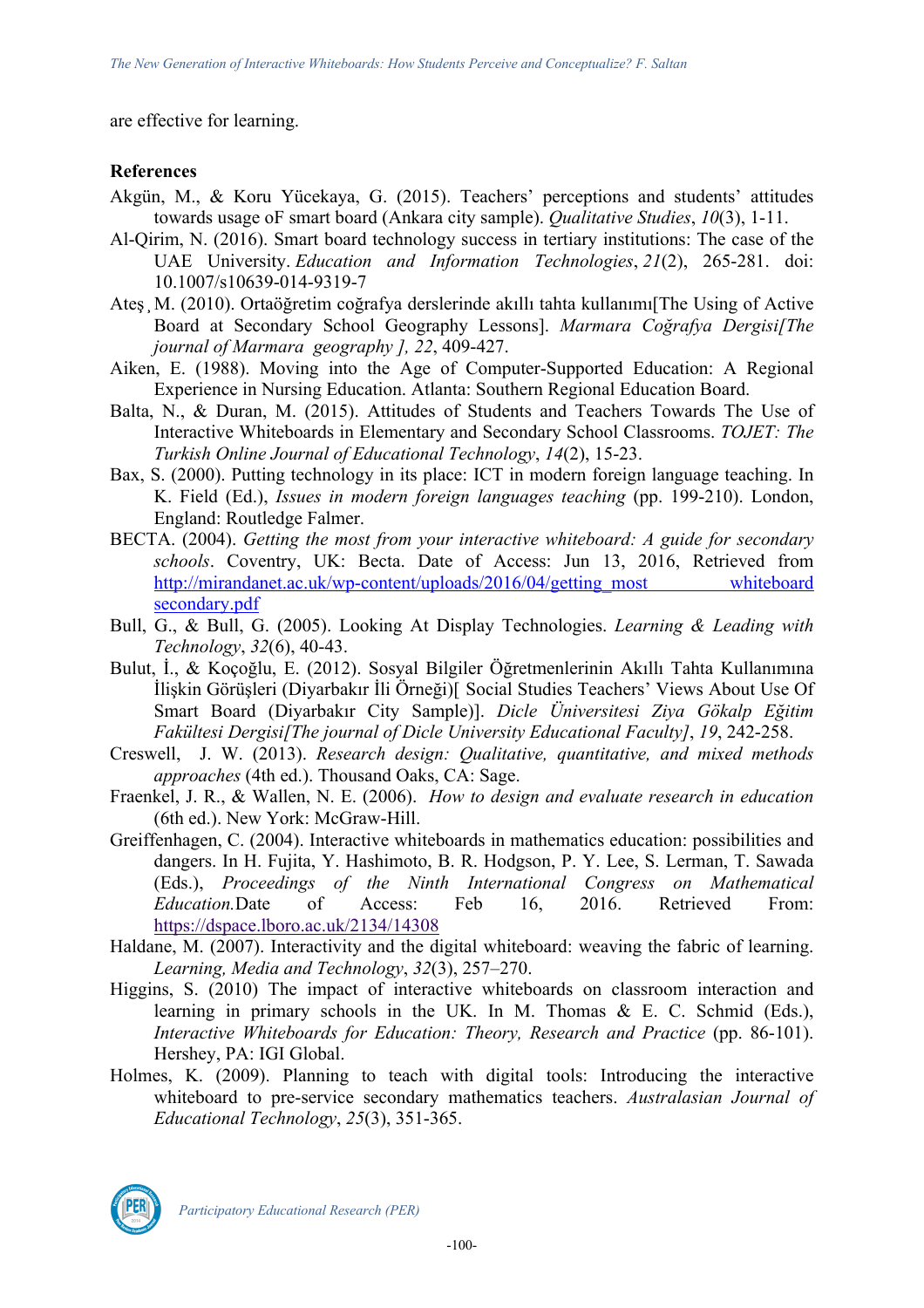are effective for learning.

**References**

Akgün, M., & Koru Yücekaya, G. (2015). Teachers' perceptions and students' attitudes towards usage oF smart board (Ankara city sample). *Qualitative Studies*, *10*(3), 1-11.

Al-Qirim, N. (2016). Smart board technology success in tertiary institutions: The case of the UAE University. *Education and Information Technologies*, *21*(2), 265-281. doi: 10.1007/s10639-014-9319-7

Ateş¸M. (2010). Ortaöğretim coğrafya derslerinde akıllı tahta kullanımı[The Using of Active Board at Secondary School Geography Lessons]. *Marmara Coğrafya Dergisi[The journal of Marmara geography ], 22*, 409-427.

Aiken, E. (1988). Moving into the Age of Computer-Supported Education: A Regional Experience in Nursing Education. Atlanta: Southern Regional Education Board.

Balta, N., & Duran, M. (2015). Attitudes of Students and Teachers Towards The Use of Interactive Whiteboards in Elementary and Secondary School Classrooms. *TOJET: The Turkish Online Journal of Educational Technology*, *14*(2), 15-23.

Bax, S. (2000). Putting technology in its place: ICT in modern foreign language teaching. In K. Field (Ed.), *Issues in modern foreign languages teaching* (pp. 199-210). London, England: Routledge Falmer.

BECTA. (2004). *Getting the most from your interactive whiteboard: A guide for secondary schools*. Coventry, UK: Becta. Date of Access: Jun 13, 2016, Retrieved from http://mirandanet.ac.uk/wp-content/uploads/2016/04/getting_most whiteboard secondary.pdf

Bull, G., & Bull, G. (2005). Looking At Display Technologies. *Learning & Leading with Technology*, *32*(6), 40-43.

Bulut, İ., & Koçoğlu, E. (2012). Sosyal Bilgiler Öğretmenlerinin Akıllı Tahta Kullanımına İlişkin Görüşleri (Diyarbakır İli Örneği)[ Social Studies Teachers' Views About Use Of Smart Board (Diyarbakır City Sample)]. *Dicle Üniversitesi Ziya Gökalp Eğitim Fakültesi Dergisi[The journal of Dicle University Educational Faculty]*, *19*, 242-258.

Creswell, J. W. (2013). *Research design: Qualitative, quantitative, and mixed methods approaches* (4th ed.). Thousand Oaks, CA: Sage.

Fraenkel, J. R., & Wallen, N. E. (2006). *How to design and evaluate research in education* (6th ed.). New York: McGraw-Hill.

Greiffenhagen, C. (2004). Interactive whiteboards in mathematics education: possibilities and dangers. In H. Fujita, Y. Hashimoto, B. R. Hodgson, P. Y. Lee, S. Lerman, T. Sawada (Eds.), *Proceedings of the Ninth International Congress on Mathematical Education.*Date of Access: Feb 16, 2016. Retrieved From: https://dspace.lboro.ac.uk/2134/14308

Haldane, M. (2007). Interactivity and the digital whiteboard: weaving the fabric of learning. *Learning, Media and Technology*, *32*(3), 257–270.

Higgins, S. (2010) The impact of interactive whiteboards on classroom interaction and learning in primary schools in the UK. In M. Thomas & E. C. Schmid (Eds.), *Interactive Whiteboards for Education: Theory, Research and Practice* (pp. 86-101). Hershey, PA: IGI Global.

Holmes, K. (2009). Planning to teach with digital tools: Introducing the interactive whiteboard to pre-service secondary mathematics teachers. *Australasian Journal of Educational Technology*, *25*(3), 351-365.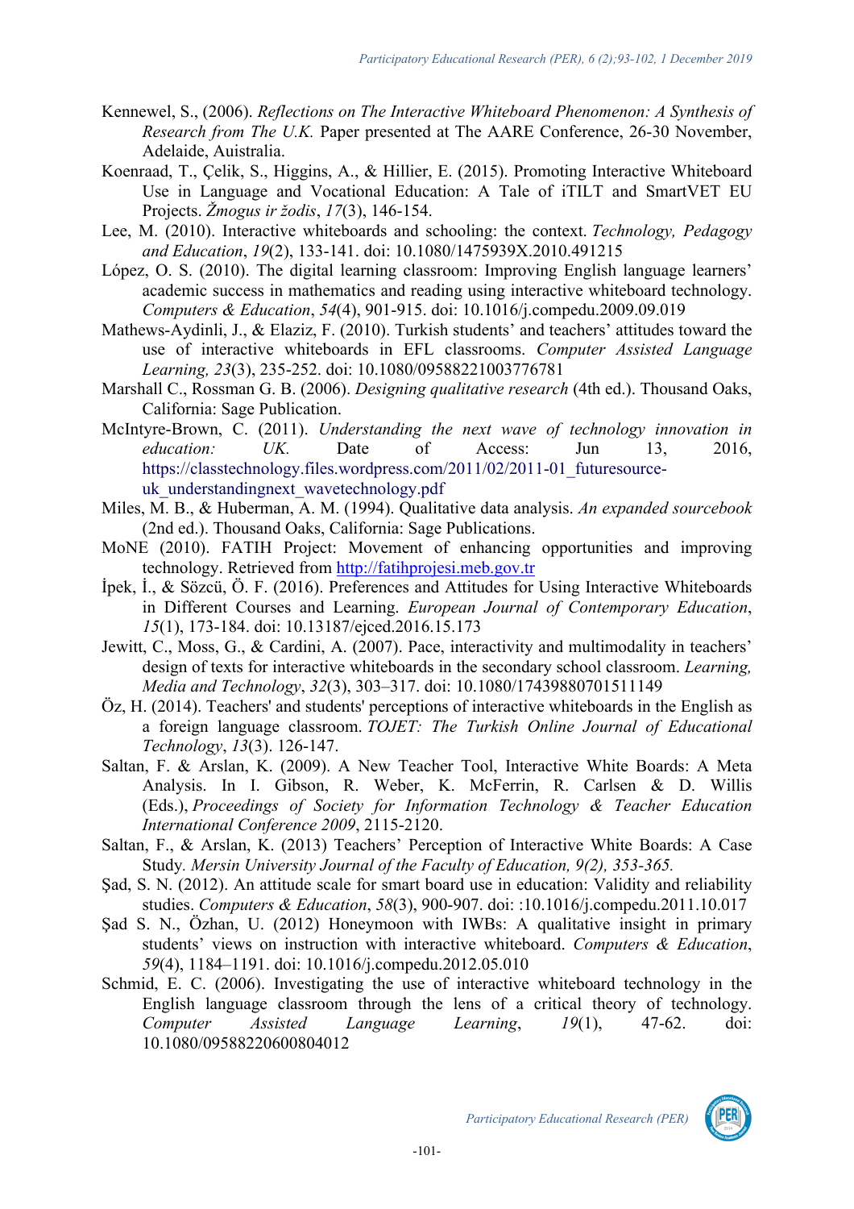Kennewel, S., (2006). *Reflections on The Interactive Whiteboard Phenomenon: A Synthesis of Research from The U.K.* Paper presented at The AARE Conference, 26-30 November, Adelaide, Auistralia.

Koenraad, T., Çelik, S., Higgins, A., & Hillier, E. (2015). Promoting Interactive Whiteboard Use in Language and Vocational Education: A Tale of iTILT and SmartVET EU Projects. *Žmogus ir žodis*, *17*(3), 146-154.

Lee, M. (2010). Interactive whiteboards and schooling: the context. *Technology, Pedagogy and Education*, *19*(2), 133-141. doi: 10.1080/1475939X.2010.491215

López, O. S. (2010). The digital learning classroom: Improving English language learners' academic success in mathematics and reading using interactive whiteboard technology. *Computers & Education*, *54*(4), 901-915. doi: 10.1016/j.compedu.2009.09.019

Mathews-Aydinli, J., & Elaziz, F. (2010). Turkish students' and teachers' attitudes toward the use of interactive whiteboards in EFL classrooms. *Computer Assisted Language Learning, 23*(3), 235-252. doi: 10.1080/09588221003776781

Marshall C., Rossman G. B. (2006). *Designing qualitative research* (4th ed.). Thousand Oaks, California: Sage Publication.

McIntyre-Brown, C. (2011). *Understanding the next wave of technology innovation in education: UK.* Date of Access: Jun 13, 2016, https://classtechnology.files.wordpress.com/2011/02/2011-01_futuresource-uk_understandingnext_wavetechnology.pdf

Miles, M. B., & Huberman, A. M. (1994). Qualitative data analysis. *An expanded sourcebook* (2nd ed.). Thousand Oaks, California: Sage Publications.

MoNE (2010). FATIH Project: Movement of enhancing opportunities and improving technology. Retrieved from http://fatihprojesi.meb.gov.tr

İpek, İ., & Sözcü, Ö. F. (2016). Preferences and Attitudes for Using Interactive Whiteboards in Different Courses and Learning. *European Journal of Contemporary Education*, *15*(1), 173-184. doi: 10.13187/ejced.2016.15.173

Jewitt, C., Moss, G., & Cardini, A. (2007). Pace, interactivity and multimodality in teachers' design of texts for interactive whiteboards in the secondary school classroom. *Learning, Media and Technology*, *32*(3), 303–317. doi: 10.1080/17439880701511149

Öz, H. (2014). Teachers' and students' perceptions of interactive whiteboards in the English as a foreign language classroom. *TOJET: The Turkish Online Journal of Educational Technology*, *13*(3). 126-147.

Saltan, F. & Arslan, K. (2009). A New Teacher Tool, Interactive White Boards: A Meta Analysis. In I. Gibson, R. Weber, K. McFerrin, R. Carlsen & D. Willis (Eds.), *Proceedings of Society for Information Technology & Teacher Education International Conference 2009*, 2115-2120.

Saltan, F., & Arslan, K. (2013) Teachers' Perception of Interactive White Boards: A Case Study. *Mersin University Journal of the Faculty of Education, 9(2), 353-365.*

Şad, S. N. (2012). An attitude scale for smart board use in education: Validity and reliability studies. *Computers & Education*, *58*(3), 900-907. doi: :10.1016/j.compedu.2011.10.017

Şad S. N., Özhan, U. (2012) Honeymoon with IWBs: A qualitative insight in primary students' views on instruction with interactive whiteboard. *Computers & Education*, *59*(4), 1184–1191. doi: 10.1016/j.compedu.2012.05.010

Schmid, E. C. (2006). Investigating the use of interactive whiteboard technology in the English language classroom through the lens of a critical theory of technology. *Computer Assisted Language Learning*, *19*(1), 47-62. doi: 10.1080/09588220600804012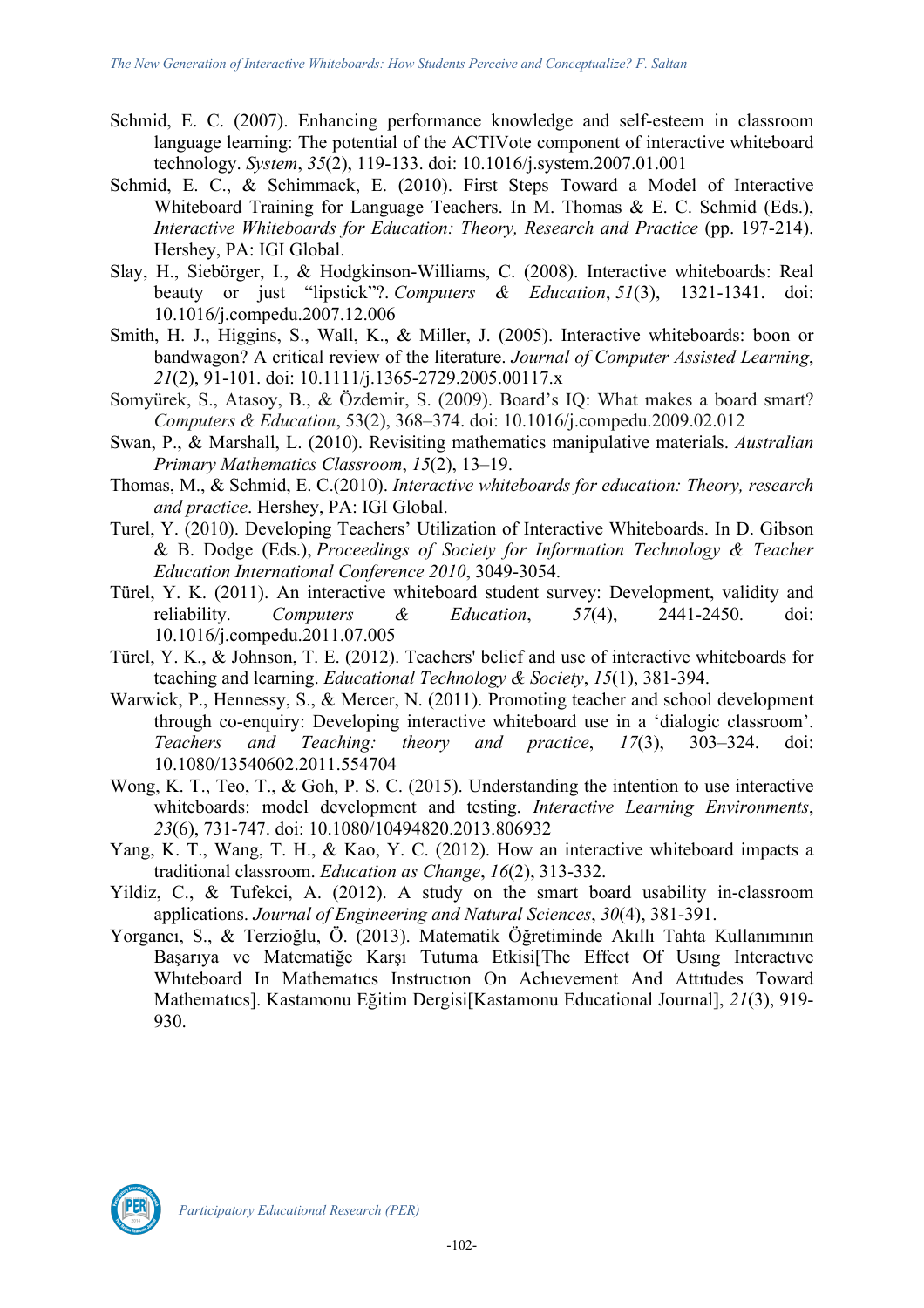Schmid, E. C. (2007). Enhancing performance knowledge and self-esteem in classroom language learning: The potential of the ACTIVote component of interactive whiteboard technology. *System*, *35*(2), 119-133. doi: 10.1016/j.system.2007.01.001

Schmid, E. C., & Schimmack, E. (2010). First Steps Toward a Model of Interactive Whiteboard Training for Language Teachers. In M. Thomas & E. C. Schmid (Eds.), *Interactive Whiteboards for Education: Theory, Research and Practice* (pp. 197-214). Hershey, PA: IGI Global.

Slay, H., Siebörger, I., & Hodgkinson-Williams, C. (2008). Interactive whiteboards: Real beauty or just "lipstick"?. *Computers & Education*, *51*(3), 1321-1341. doi: 10.1016/j.compedu.2007.12.006

Smith, H. J., Higgins, S., Wall, K., & Miller, J. (2005). Interactive whiteboards: boon or bandwagon? A critical review of the literature. *Journal of Computer Assisted Learning*, *21*(2), 91-101. doi: 10.1111/j.1365-2729.2005.00117.x

Somyürek, S., Atasoy, B., & Özdemir, S. (2009). Board's IQ: What makes a board smart? *Computers & Education*, 53(2), 368–374. doi: 10.1016/j.compedu.2009.02.012

Swan, P., & Marshall, L. (2010). Revisiting mathematics manipulative materials. *Australian Primary Mathematics Classroom*, *15*(2), 13–19.

Thomas, M., & Schmid, E. C.(2010). *Interactive whiteboards for education: Theory, research and practice*. Hershey, PA: IGI Global.

Turel, Y. (2010). Developing Teachers' Utilization of Interactive Whiteboards. In D. Gibson & B. Dodge (Eds.), *Proceedings of Society for Information Technology & Teacher Education International Conference 2010*, 3049-3054.

Türel, Y. K. (2011). An interactive whiteboard student survey: Development, validity and reliability. *Computers & Education*, *57*(4), 2441-2450. doi: 10.1016/j.compedu.2011.07.005

Türel, Y. K., & Johnson, T. E. (2012). Teachers' belief and use of interactive whiteboards for teaching and learning. *Educational Technology & Society*, *15*(1), 381-394.

Warwick, P., Hennessy, S., & Mercer, N. (2011). Promoting teacher and school development through co-enquiry: Developing interactive whiteboard use in a 'dialogic classroom'. *Teachers and Teaching: theory and practice*, *17*(3), 303–324. doi: 10.1080/13540602.2011.554704

Wong, K. T., Teo, T., & Goh, P. S. C. (2015). Understanding the intention to use interactive whiteboards: model development and testing. *Interactive Learning Environments*, *23*(6), 731-747. doi: 10.1080/10494820.2013.806932

Yang, K. T., Wang, T. H., & Kao, Y. C. (2012). How an interactive whiteboard impacts a traditional classroom. *Education as Change*, *16*(2), 313-332.

Yildiz, C., & Tufekci, A. (2012). A study on the smart board usability in-classroom applications. *Journal of Engineering and Natural Sciences*, *30*(4), 381-391.

Yorgancı, S., & Terzioğlu, Ö. (2013). Matematik Öğretiminde Akıllı Tahta Kullanımının Başarıya ve Matematiğe Karşı Tutuma Etkisi[The Effect Of Usıng Interactıve Whıteboard In Mathematıcs Instructıon On Achıevement And Attıtudes Toward Mathematıcs]. Kastamonu Eğitim Dergisi[Kastamonu Educational Journal], *21*(3), 919-930.